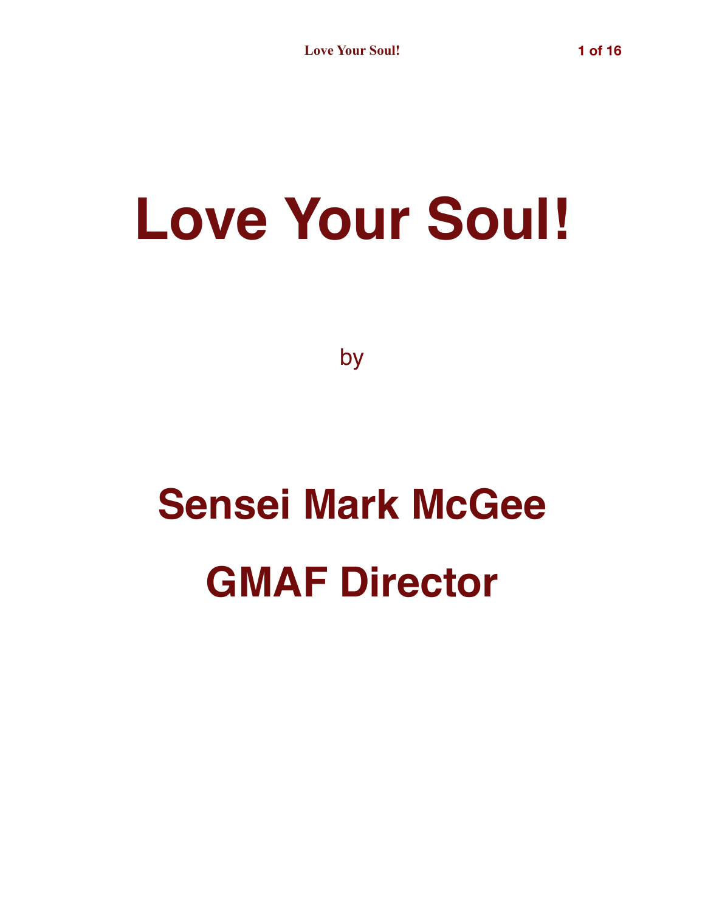# Love Your Soul!

by

## Sensei Mark McGee

## GMAF Director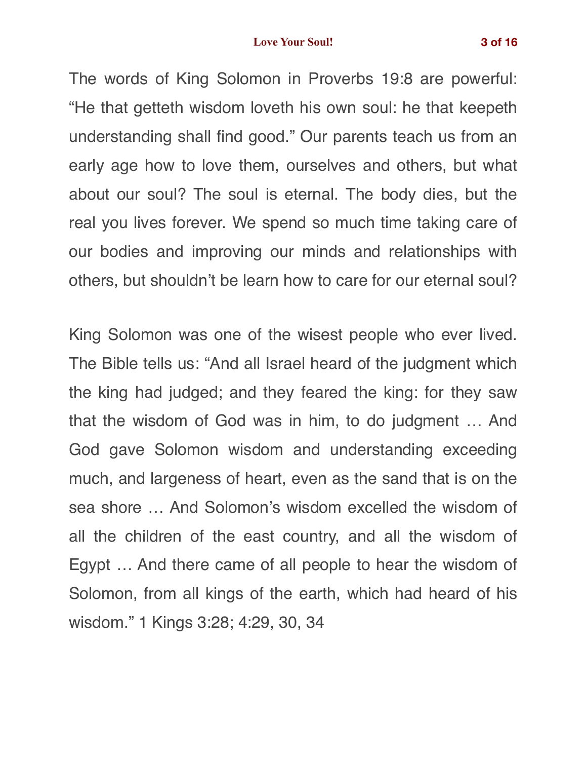The words of King Solomon in Proverbs 19:8 are powerful: “He that getteth wisdom loveth his own soul: he that keepeth understanding shall find good.” Our parents teach us from an early age how to love them, ourselves and others, but what about our soul? The soul is eternal. The body dies, but the real you lives forever. We spend so much time taking care of our bodies and improving our minds and relationships with others, but shouldn’t be learn how to care for our eternal soul?

King Solomon was one of the wisest people who ever lived. The Bible tells us: “And all Israel heard of the judgment which the king had judged; and they feared the king: for they saw that the wisdom of God was in him, to do judgment … And God gave Solomon wisdom and understanding exceeding much, and largeness of heart, even as the sand that is on the sea shore … And Solomon’s wisdom excelled the wisdom of all the children of the east country, and all the wisdom of Egypt … And there came of all people to hear the wisdom of Solomon, from all kings of the earth, which had heard of his wisdom.” 1 Kings 3:28; 4:29, 30, 34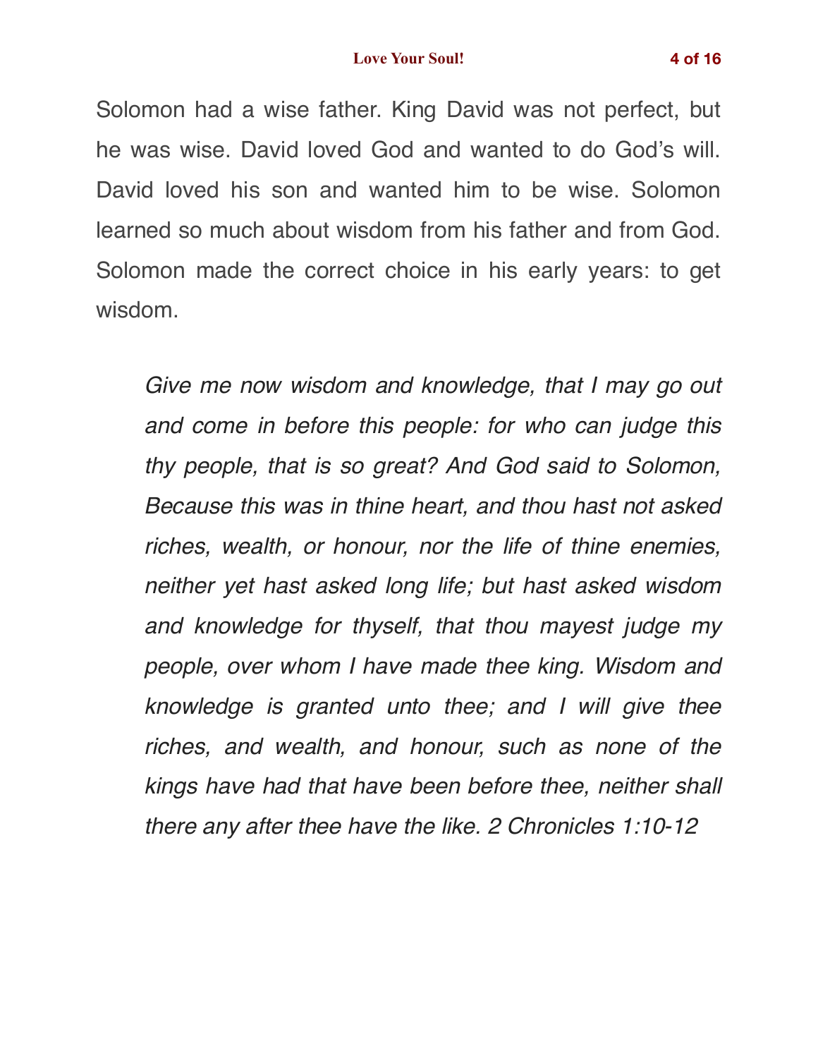Solomon had a wise father. King David was not perfect, but he was wise. David loved God and wanted to do God's will. David loved his son and wanted him to be wise. Solomon learned so much about wisdom from his father and from God. Solomon made the correct choice in his early years: to get wisdom.

> *Give me now wisdom and knowledge, that I may go out and come in before this people: for who can judge this thy people, that is so great? And God said to Solomon, Because this was in thine heart, and thou hast not asked riches, wealth, or honour, nor the life of thine enemies, neither yet hast asked long life; but hast asked wisdom and knowledge for thyself, that thou mayest judge my people, over whom I have made thee king. Wisdom and knowledge is granted unto thee; and I will give thee riches, and wealth, and honour, such as none of the kings have had that have been before thee, neither shall there any after thee have the like. 2 Chronicles 1:10-12*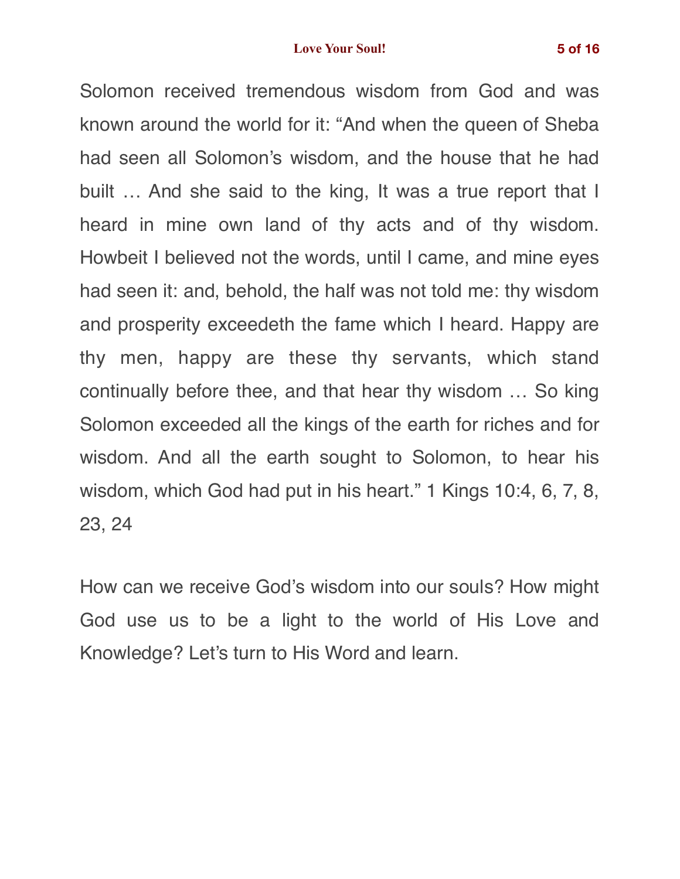Solomon received tremendous wisdom from God and was known around the world for it: “And when the queen of Sheba had seen all Solomon’s wisdom, and the house that he had built … And she said to the king, It was a true report that I heard in mine own land of thy acts and of thy wisdom. Howbeit I believed not the words, until I came, and mine eyes had seen it: and, behold, the half was not told me: thy wisdom and prosperity exceedeth the fame which I heard. Happy are thy men, happy are these thy servants, which stand continually before thee, and that hear thy wisdom … So king Solomon exceeded all the kings of the earth for riches and for wisdom. And all the earth sought to Solomon, to hear his wisdom, which God had put in his heart.” 1 Kings 10:4, 6, 7, 8, 23, 24

How can we receive God’s wisdom into our souls? How might God use us to be a light to the world of His Love and Knowledge? Let’s turn to His Word and learn.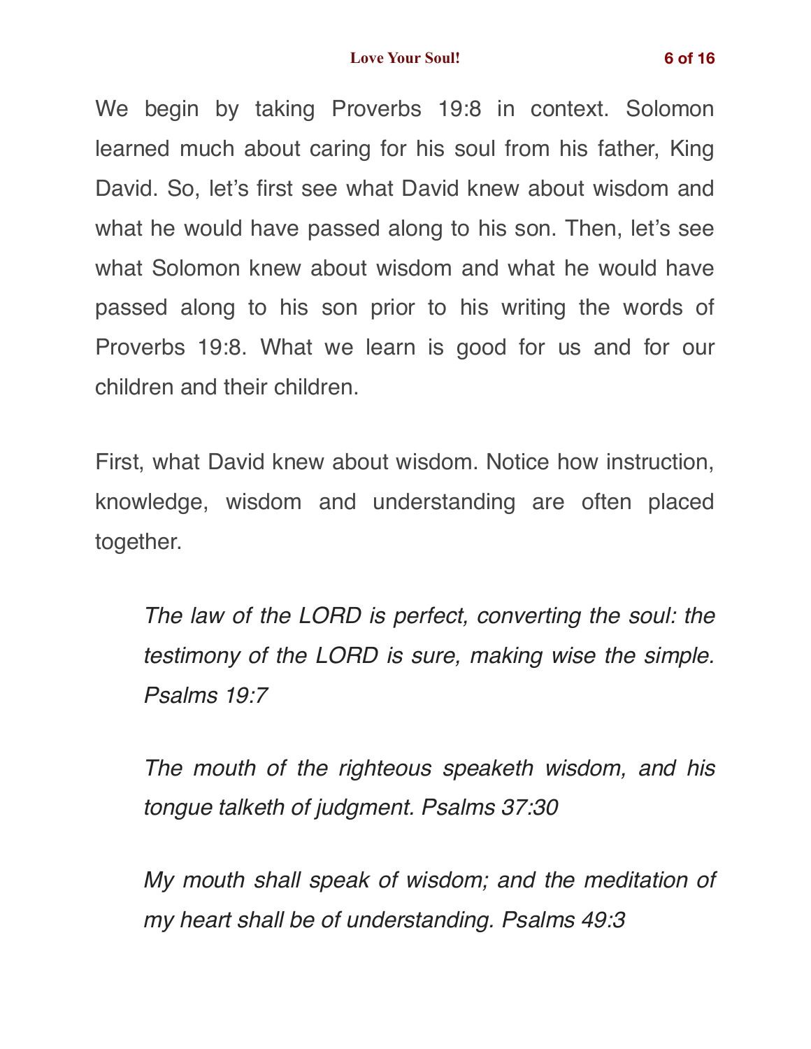We begin by taking Proverbs 19:8 in context. Solomon learned much about caring for his soul from his father, King David. So, let's first see what David knew about wisdom and what he would have passed along to his son. Then, let's see what Solomon knew about wisdom and what he would have passed along to his son prior to his writing the words of Proverbs 19:8. What we learn is good for us and for our children and their children.

First, what David knew about wisdom. Notice how instruction, knowledge, wisdom and understanding are often placed together.

> *The law of the LORD is perfect, converting the soul: the testimony of the LORD is sure, making wise the simple. Psalms 19:7*

> *The mouth of the righteous speaketh wisdom, and his tongue talketh of judgment. Psalms 37:30*

> *My mouth shall speak of wisdom; and the meditation of my heart shall be of understanding. Psalms 49:3*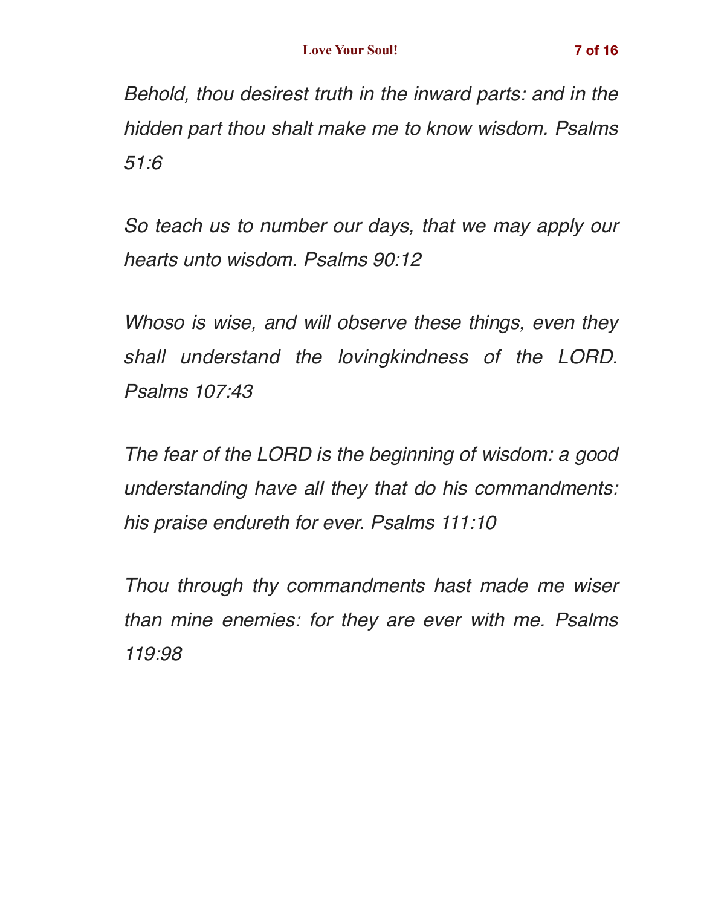*Behold, thou desirest truth in the inward parts: and in the hidden part thou shalt make me to know wisdom. Psalms 51:6*

*So teach us to number our days, that we may apply our hearts unto wisdom. Psalms 90:12*

*Whoso is wise, and will observe these things, even they shall understand the lovingkindness of the LORD. Psalms 107:43*

*The fear of the LORD is the beginning of wisdom: a good understanding have all they that do his commandments: his praise endureth for ever. Psalms 111:10*

*Thou through thy commandments hast made me wiser than mine enemies: for they are ever with me. Psalms 119:98*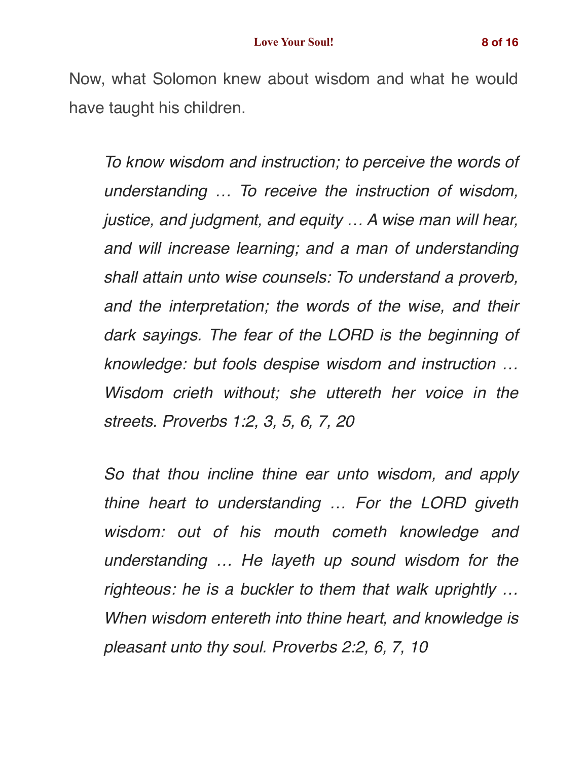Now, what Solomon knew about wisdom and what he would have taught his children.

> *To know wisdom and instruction; to perceive the words of understanding … To receive the instruction of wisdom, justice, and judgment, and equity … A wise man will hear, and will increase learning; and a man of understanding shall attain unto wise counsels: To understand a proverb, and the interpretation; the words of the wise, and their dark sayings. The fear of the LORD is the beginning of knowledge: but fools despise wisdom and instruction … Wisdom crieth without; she uttereth her voice in the streets. Proverbs 1:2, 3, 5, 6, 7, 20*

> *So that thou incline thine ear unto wisdom, and apply thine heart to understanding … For the LORD giveth wisdom: out of his mouth cometh knowledge and understanding … He layeth up sound wisdom for the righteous: he is a buckler to them that walk uprightly … When wisdom entereth into thine heart, and knowledge is pleasant unto thy soul. Proverbs 2:2, 6, 7, 10*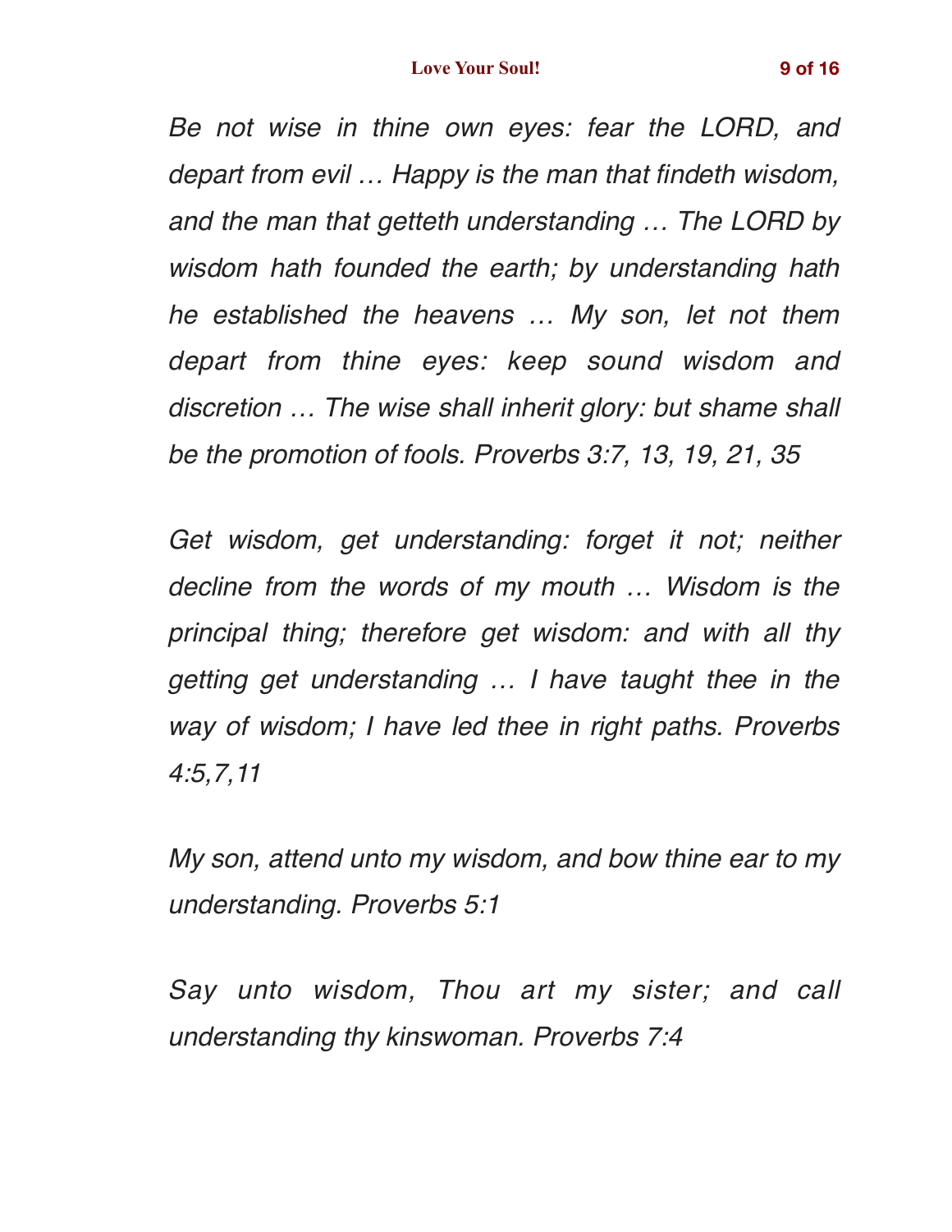*Be not wise in thine own eyes: fear the LORD, and depart from evil … Happy is the man that findeth wisdom, and the man that getteth understanding … The LORD by wisdom hath founded the earth; by understanding hath he established the heavens … My son, let not them depart from thine eyes: keep sound wisdom and discretion … The wise shall inherit glory: but shame shall be the promotion of fools. Proverbs 3:7, 13, 19, 21, 35*

*Get wisdom, get understanding: forget it not; neither decline from the words of my mouth … Wisdom is the principal thing; therefore get wisdom: and with all thy getting get understanding … I have taught thee in the way of wisdom; I have led thee in right paths. Proverbs 4:5,7,11*

*My son, attend unto my wisdom, and bow thine ear to my understanding. Proverbs 5:1*

*Say unto wisdom, Thou art my sister; and call understanding thy kinswoman. Proverbs 7:4*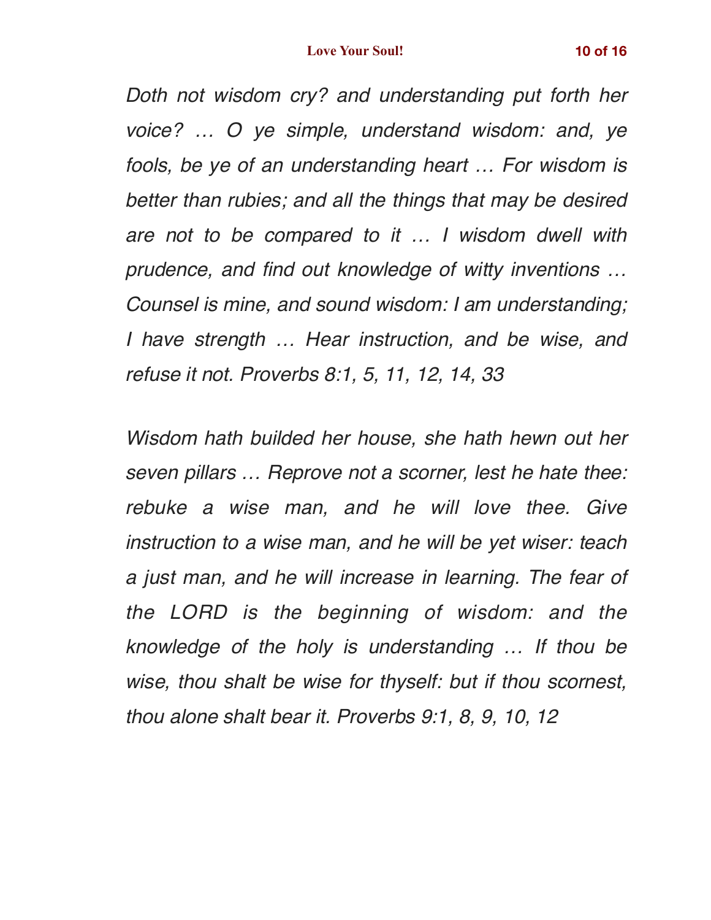*Doth not wisdom cry? and understanding put forth her voice? … O ye simple, understand wisdom: and, ye fools, be ye of an understanding heart … For wisdom is better than rubies; and all the things that may be desired are not to be compared to it … I wisdom dwell with prudence, and find out knowledge of witty inventions … Counsel is mine, and sound wisdom: I am understanding; I have strength … Hear instruction, and be wise, and refuse it not. Proverbs 8:1, 5, 11, 12, 14, 33*

*Wisdom hath builded her house, she hath hewn out her seven pillars … Reprove not a scorner, lest he hate thee: rebuke a wise man, and he will love thee. Give instruction to a wise man, and he will be yet wiser: teach a just man, and he will increase in learning. The fear of the LORD is the beginning of wisdom: and the knowledge of the holy is understanding … If thou be wise, thou shalt be wise for thyself: but if thou scornest, thou alone shalt bear it. Proverbs 9:1, 8, 9, 10, 12*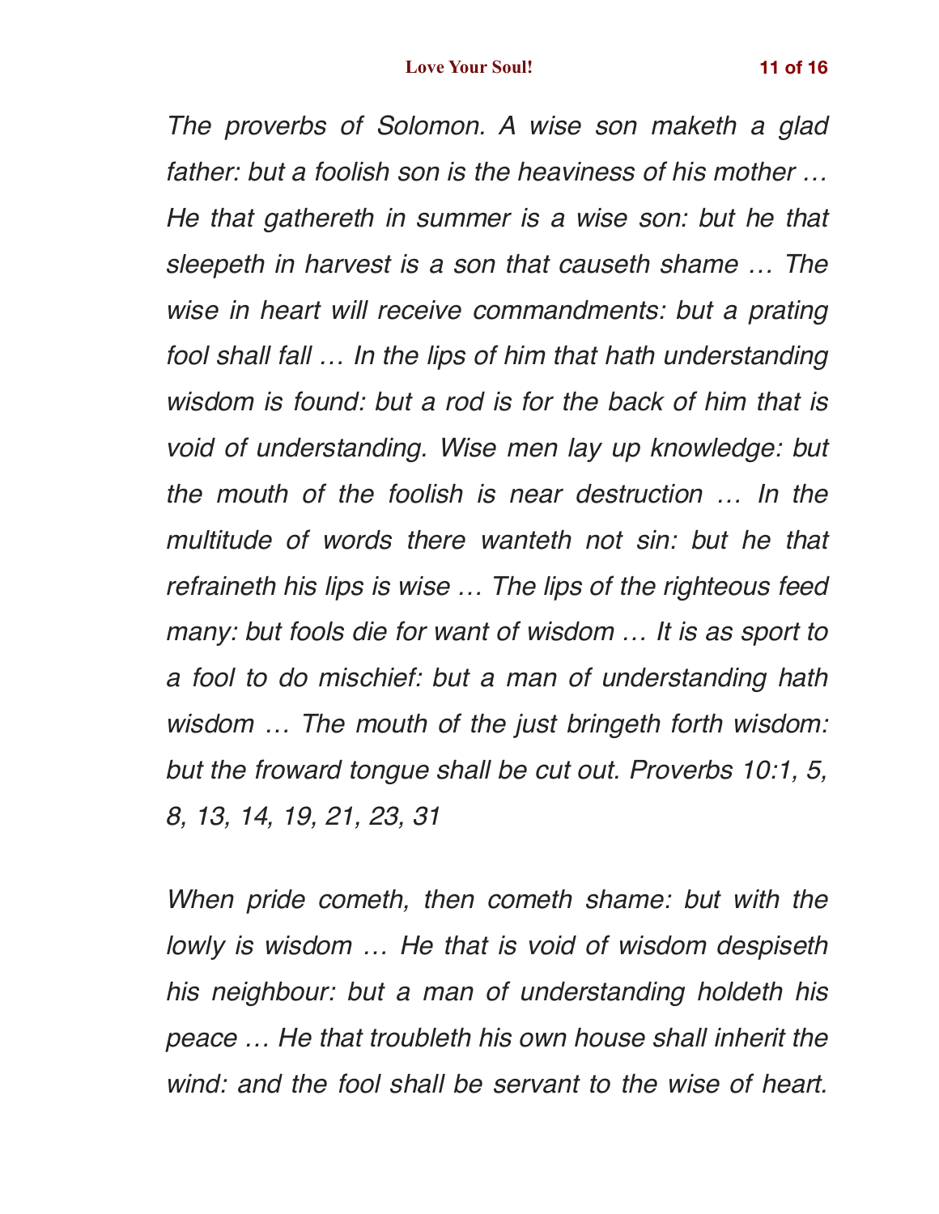*The proverbs of Solomon. A wise son maketh a glad father: but a foolish son is the heaviness of his mother … He that gathereth in summer is a wise son: but he that sleepeth in harvest is a son that causeth shame … The wise in heart will receive commandments: but a prating fool shall fall … In the lips of him that hath understanding wisdom is found: but a rod is for the back of him that is void of understanding. Wise men lay up knowledge: but the mouth of the foolish is near destruction … In the multitude of words there wanteth not sin: but he that refraineth his lips is wise … The lips of the righteous feed many: but fools die for want of wisdom … It is as sport to a fool to do mischief: but a man of understanding hath wisdom … The mouth of the just bringeth forth wisdom: but the froward tongue shall be cut out. Proverbs 10:1, 5, 8, 13, 14, 19, 21, 23, 31*

*When pride cometh, then cometh shame: but with the lowly is wisdom … He that is void of wisdom despiseth his neighbour: but a man of understanding holdeth his peace … He that troubleth his own house shall inherit the wind: and the fool shall be servant to the wise of heart.*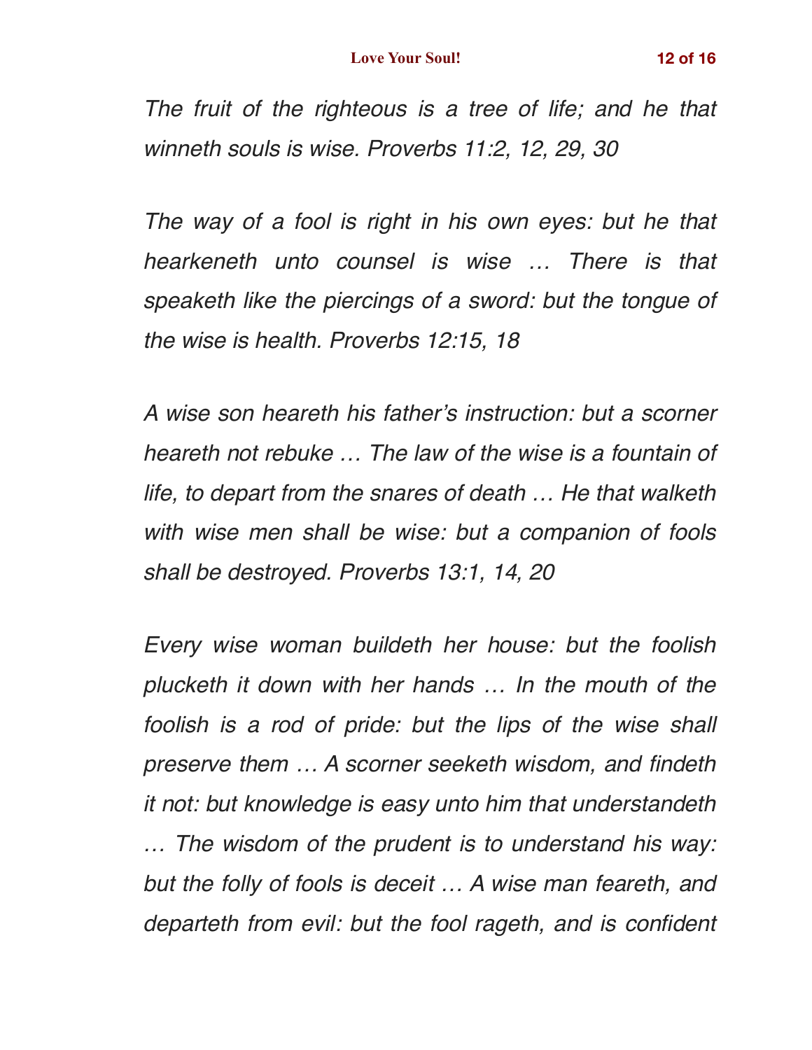*The fruit of the righteous is a tree of life; and he that winneth souls is wise. Proverbs 11:2, 12, 29, 30*

*The way of a fool is right in his own eyes: but he that hearkeneth unto counsel is wise … There is that speaketh like the piercings of a sword: but the tongue of the wise is health. Proverbs 12:15, 18*

*A wise son heareth his father's instruction: but a scorner heareth not rebuke … The law of the wise is a fountain of life, to depart from the snares of death … He that walketh with wise men shall be wise: but a companion of fools shall be destroyed. Proverbs 13:1, 14, 20*

*Every wise woman buildeth her house: but the foolish plucketh it down with her hands … In the mouth of the foolish is a rod of pride: but the lips of the wise shall preserve them … A scorner seeketh wisdom, and findeth it not: but knowledge is easy unto him that understandeth … The wisdom of the prudent is to understand his way: but the folly of fools is deceit … A wise man feareth, and departeth from evil: but the fool rageth, and is confident*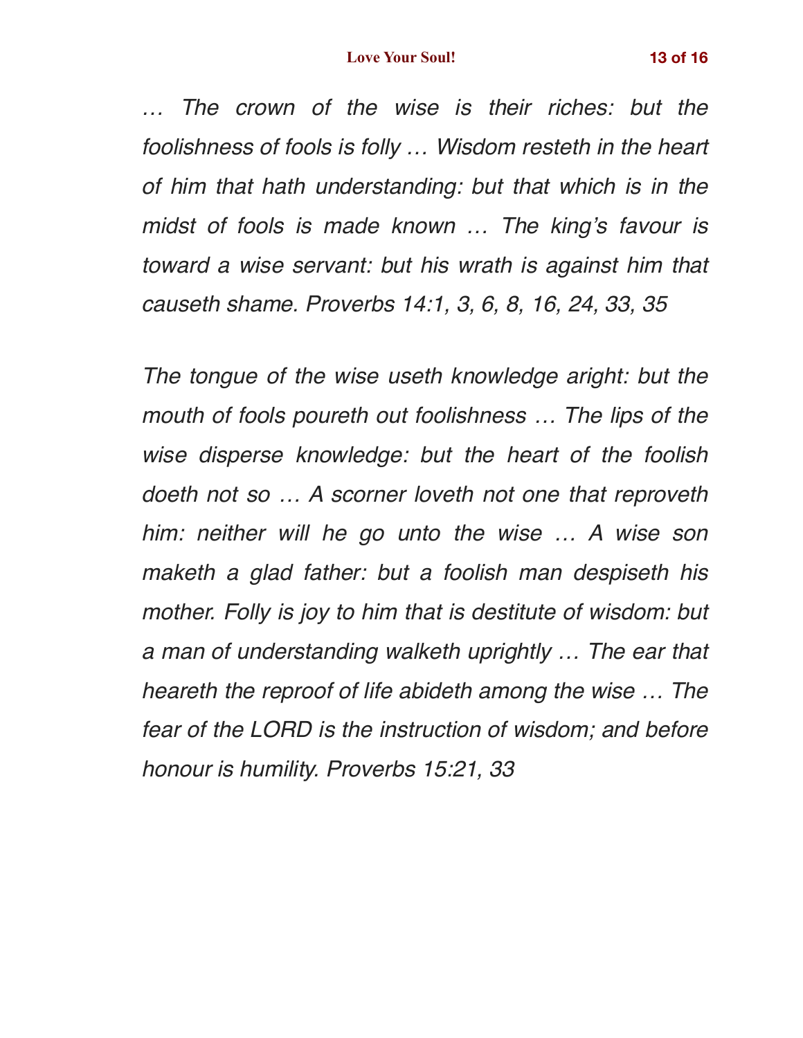*… The crown of the wise is their riches: but the foolishness of fools is folly … Wisdom resteth in the heart of him that hath understanding: but that which is in the midst of fools is made known … The king's favour is toward a wise servant: but his wrath is against him that causeth shame. Proverbs 14:1, 3, 6, 8, 16, 24, 33, 35*

*The tongue of the wise useth knowledge aright: but the mouth of fools poureth out foolishness … The lips of the wise disperse knowledge: but the heart of the foolish doeth not so … A scorner loveth not one that reproveth him: neither will he go unto the wise … A wise son maketh a glad father: but a foolish man despiseth his mother. Folly is joy to him that is destitute of wisdom: but a man of understanding walketh uprightly … The ear that heareth the reproof of life abideth among the wise … The fear of the LORD is the instruction of wisdom; and before honour is humility. Proverbs 15:21, 33*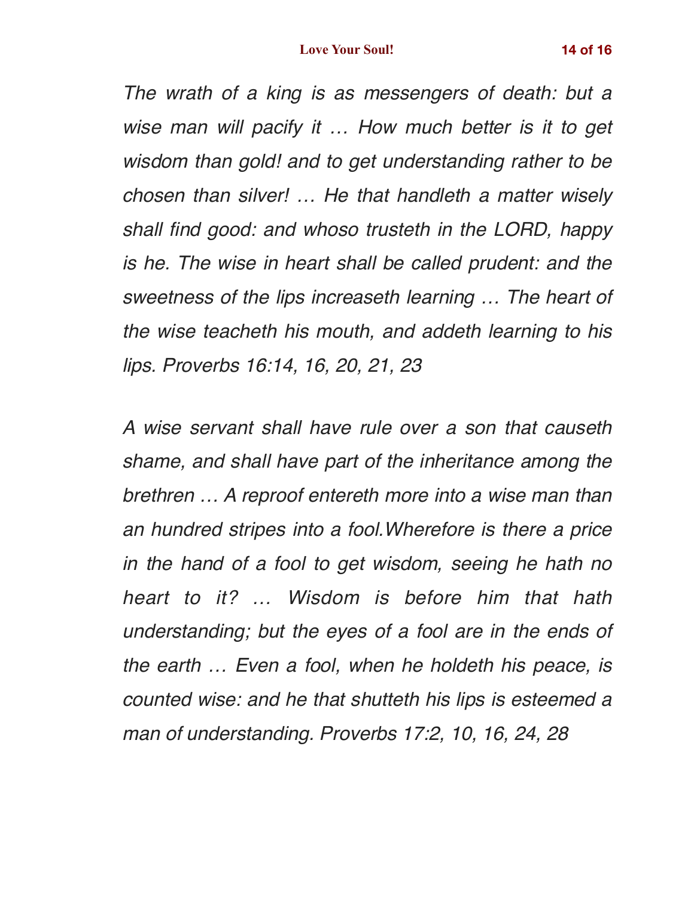*The wrath of a king is as messengers of death: but a wise man will pacify it … How much better is it to get wisdom than gold! and to get understanding rather to be chosen than silver! … He that handleth a matter wisely shall find good: and whoso trusteth in the LORD, happy is he. The wise in heart shall be called prudent: and the sweetness of the lips increaseth learning … The heart of the wise teacheth his mouth, and addeth learning to his lips. Proverbs 16:14, 16, 20, 21, 23*

*A wise servant shall have rule over a son that causeth shame, and shall have part of the inheritance among the brethren … A reproof entereth more into a wise man than an hundred stripes into a fool.Wherefore is there a price in the hand of a fool to get wisdom, seeing he hath no heart to it? … Wisdom is before him that hath understanding; but the eyes of a fool are in the ends of the earth … Even a fool, when he holdeth his peace, is counted wise: and he that shutteth his lips is esteemed a man of understanding. Proverbs 17:2, 10, 16, 24, 28*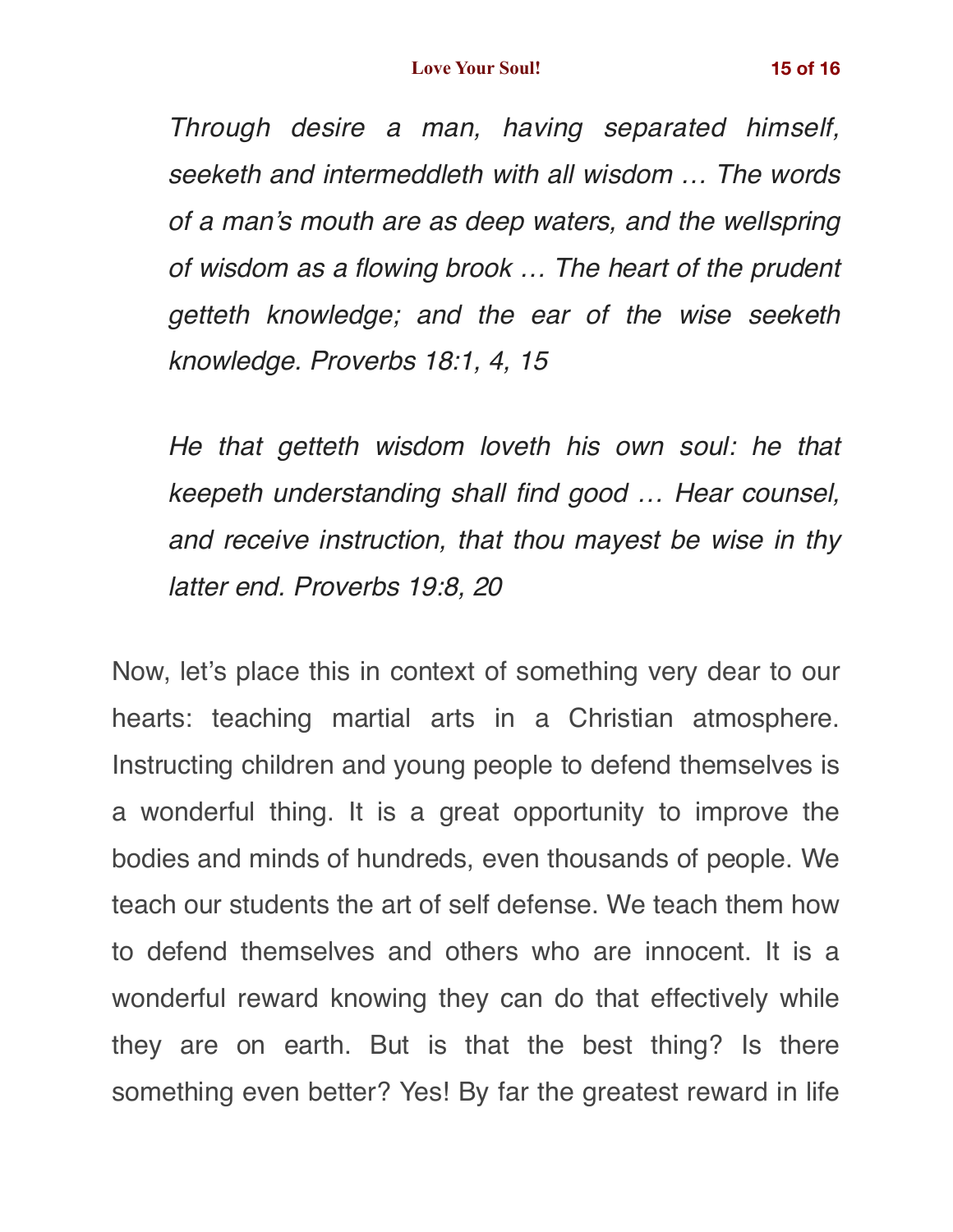*Through desire a man, having separated himself, seeketh and intermeddleth with all wisdom … The words of a man's mouth are as deep waters, and the wellspring of wisdom as a flowing brook … The heart of the prudent getteth knowledge; and the ear of the wise seeketh knowledge. Proverbs 18:1, 4, 15*

*He that getteth wisdom loveth his own soul: he that keepeth understanding shall find good … Hear counsel, and receive instruction, that thou mayest be wise in thy latter end. Proverbs 19:8, 20*

Now, let's place this in context of something very dear to our hearts: teaching martial arts in a Christian atmosphere. Instructing children and young people to defend themselves is a wonderful thing. It is a great opportunity to improve the bodies and minds of hundreds, even thousands of people. We teach our students the art of self defense. We teach them how to defend themselves and others who are innocent. It is a wonderful reward knowing they can do that effectively while they are on earth. But is that the best thing? Is there something even better? Yes! By far the greatest reward in life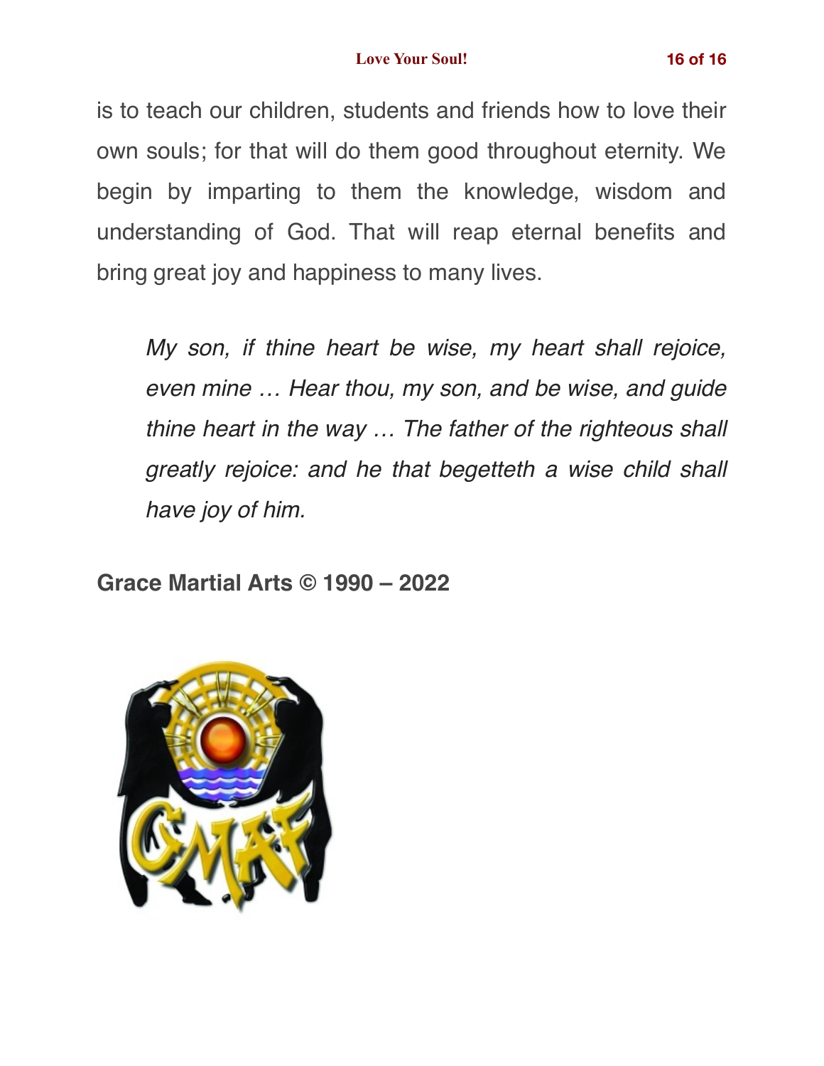is to teach our children, students and friends how to love their own souls; for that will do them good throughout eternity. We begin by imparting to them the knowledge, wisdom and understanding of God. That will reap eternal benefits and bring great joy and happiness to many lives.

> *My son, if thine heart be wise, my heart shall rejoice, even mine … Hear thou, my son, and be wise, and guide thine heart in the way … The father of the righteous shall greatly rejoice: and he that begetteth a wise child shall have joy of him.*

**Grace Martial Arts © 1990 – 2022**